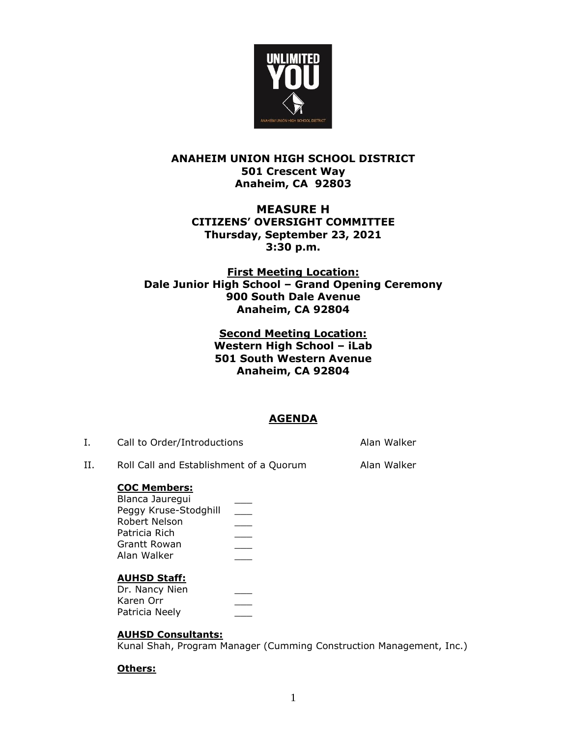# ANAHEIM UNION HIGH SCHOOL DISTRICT

**501 Crescent Way**
**Anaheim, CA 92803**

## MEASURE H
### CITIZENS' OVERSIGHT COMMITTEE

**Thursday, September 23, 2021**
**3:30 p.m.**

**First Meeting Location:**
**Dale Junior High School – Grand Opening Ceremony**
**900 South Dale Avenue**
**Anaheim, CA 92804**

**Second Meeting Location:**
**Western High School – iLab**
**501 South Western Avenue**
**Anaheim, CA 92804**

## AGENDA

I. Call to Order/Introductions — Alan Walker

II. Roll Call and Establishment of a Quorum — Alan Walker

**COC Members:**

- Blanca Jauregui ___
- Peggy Kruse-Stodghill ___
- Robert Nelson ___
- Patricia Rich ___
- Grantt Rowan ___
- Alan Walker ___

**AUHSD Staff:**

- Dr. Nancy Nien ___
- Karen Orr ___
- Patricia Neely ___

**AUHSD Consultants:**

Kunal Shah, Program Manager (Cumming Construction Management, Inc.)

**Others:**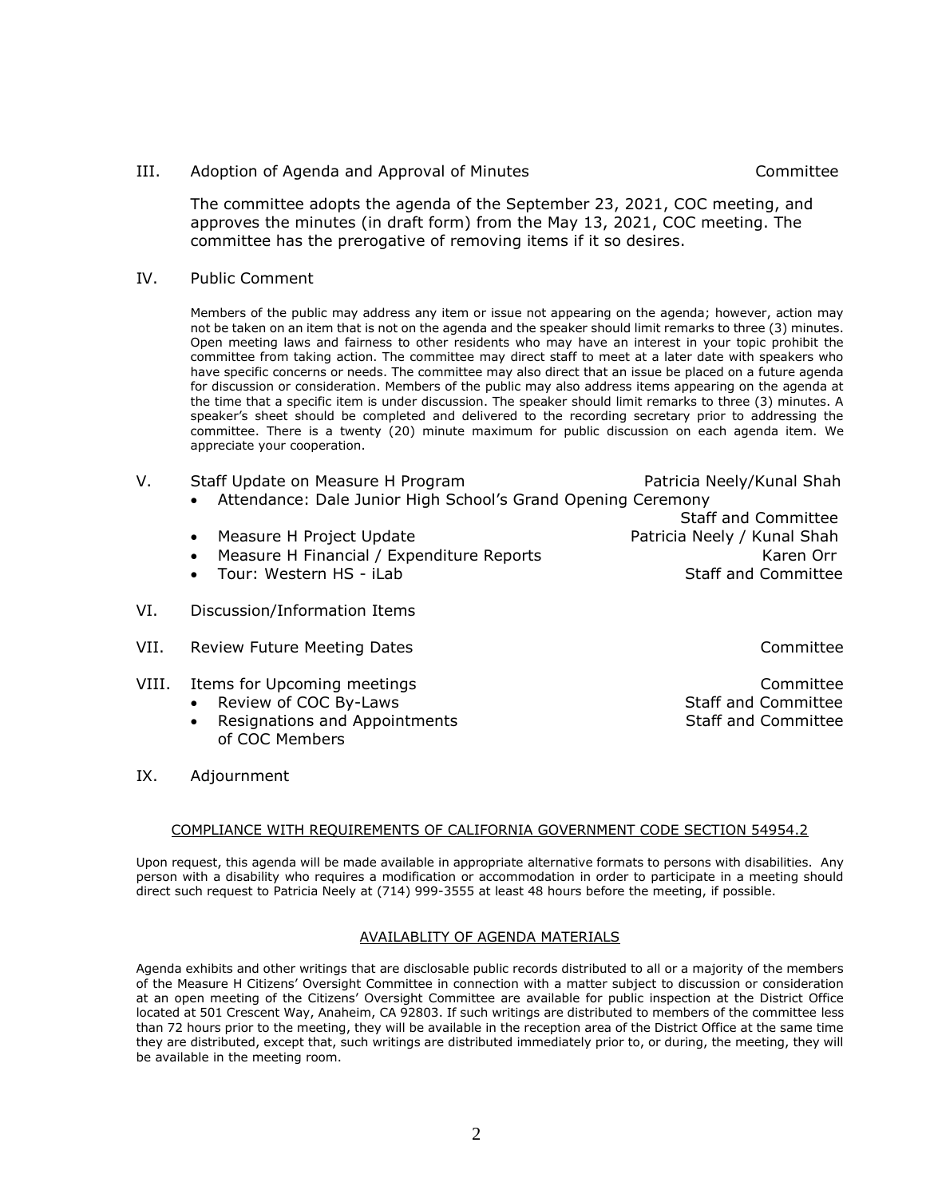III. Adoption of Agenda and Approval of Minutes — Committee

The committee adopts the agenda of the September 23, 2021, COC meeting, and approves the minutes (in draft form) from the May 13, 2021, COC meeting. The committee has the prerogative of removing items if it so desires.

IV. Public Comment

Members of the public may address any item or issue not appearing on the agenda; however, action may not be taken on an item that is not on the agenda and the speaker should limit remarks to three (3) minutes. Open meeting laws and fairness to other residents who may have an interest in your topic prohibit the committee from taking action. The committee may direct staff to meet at a later date with speakers who have specific concerns or needs. The committee may also direct that an issue be placed on a future agenda for discussion or consideration. Members of the public may also address items appearing on the agenda at the time that a specific item is under discussion. The speaker should limit remarks to three (3) minutes. A speaker's sheet should be completed and delivered to the recording secretary prior to addressing the committee. There is a twenty (20) minute maximum for public discussion on each agenda item. We appreciate your cooperation.

V. Staff Update on Measure H Program — Patricia Neely/Kunal Shah

- Attendance: Dale Junior High School's Grand Opening Ceremony — Staff and Committee
- Measure H Project Update — Patricia Neely / Kunal Shah
- Measure H Financial / Expenditure Reports — Karen Orr
- Tour: Western HS - iLab — Staff and Committee

VI. Discussion/Information Items

VII. Review Future Meeting Dates — Committee

VIII. Items for Upcoming meetings — Committee

- Review of COC By-Laws — Staff and Committee
- Resignations and Appointments of COC Members — Staff and Committee

IX. Adjournment

COMPLIANCE WITH REQUIREMENTS OF CALIFORNIA GOVERNMENT CODE SECTION 54954.2

Upon request, this agenda will be made available in appropriate alternative formats to persons with disabilities. Any person with a disability who requires a modification or accommodation in order to participate in a meeting should direct such request to Patricia Neely at (714) 999-3555 at least 48 hours before the meeting, if possible.

AVAILABLITY OF AGENDA MATERIALS

Agenda exhibits and other writings that are disclosable public records distributed to all or a majority of the members of the Measure H Citizens' Oversight Committee in connection with a matter subject to discussion or consideration at an open meeting of the Citizens' Oversight Committee are available for public inspection at the District Office located at 501 Crescent Way, Anaheim, CA 92803. If such writings are distributed to members of the committee less than 72 hours prior to the meeting, they will be available in the reception area of the District Office at the same time they are distributed, except that, such writings are distributed immediately prior to, or during, the meeting, they will be available in the meeting room.